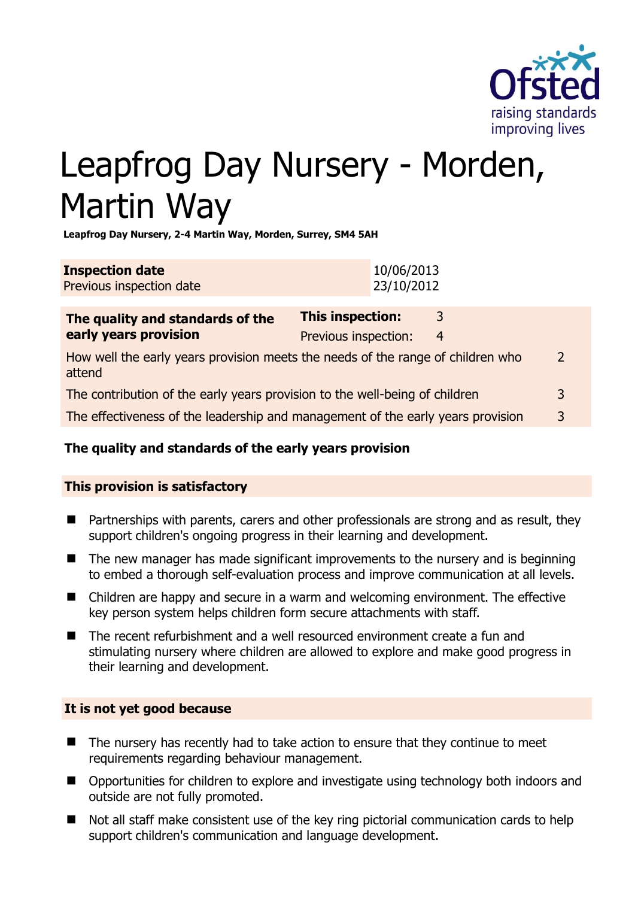# Leapfrog Day Nursery - Morden, Martin Way

**Leapfrog Day Nursery, 2-4 Martin Way, Morden, Surrey, SM4 5AH**

| | |
|---|---|
| **Inspection date** | 10/06/2013 |
| Previous inspection date | 23/10/2012 |

| | | |
|---|---|---|
| **The quality and standards of the early years provision** | **This inspection:** | 3 |
| | Previous inspection: | 4 |
| How well the early years provision meets the needs of the range of children who attend | | 2 |
| The contribution of the early years provision to the well-being of children | | 3 |
| The effectiveness of the leadership and management of the early years provision | | 3 |

## The quality and standards of the early years provision

### This provision is satisfactory

- Partnerships with parents, carers and other professionals are strong and as result, they support children's ongoing progress in their learning and development.
- The new manager has made significant improvements to the nursery and is beginning to embed a thorough self-evaluation process and improve communication at all levels.
- Children are happy and secure in a warm and welcoming environment. The effective key person system helps children form secure attachments with staff.
- The recent refurbishment and a well resourced environment create a fun and stimulating nursery where children are allowed to explore and make good progress in their learning and development.

### It is not yet good because

- The nursery has recently had to take action to ensure that they continue to meet requirements regarding behaviour management.
- Opportunities for children to explore and investigate using technology both indoors and outside are not fully promoted.
- Not all staff make consistent use of the key ring pictorial communication cards to help support children's communication and language development.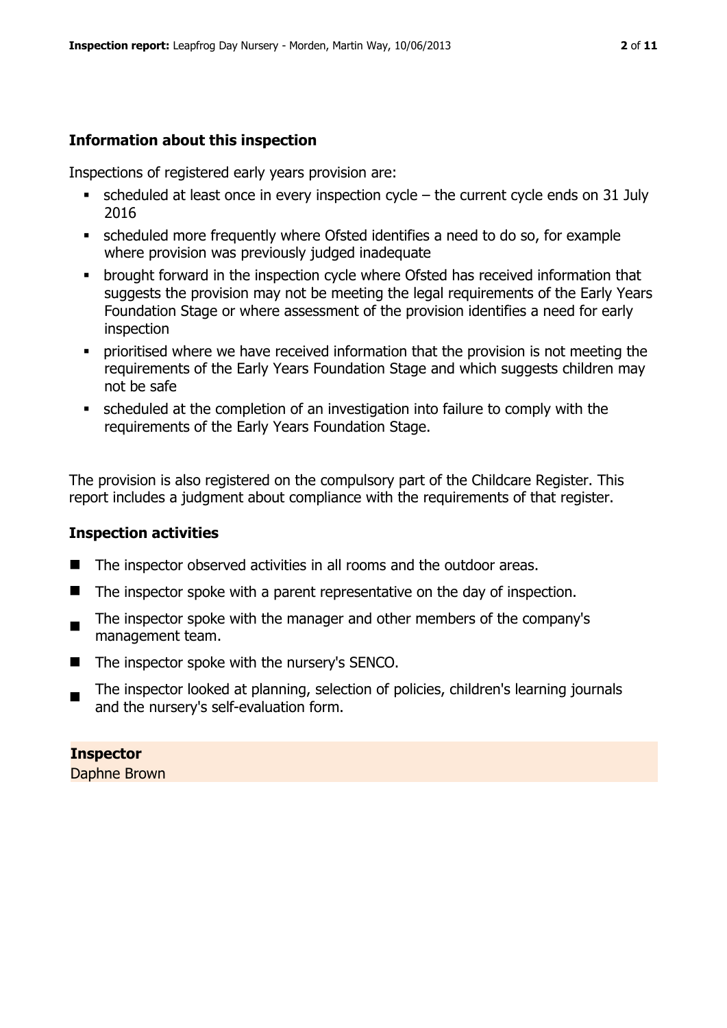## Information about this inspection

Inspections of registered early years provision are:

- scheduled at least once in every inspection cycle – the current cycle ends on 31 July 2016
- scheduled more frequently where Ofsted identifies a need to do so, for example where provision was previously judged inadequate
- brought forward in the inspection cycle where Ofsted has received information that suggests the provision may not be meeting the legal requirements of the Early Years Foundation Stage or where assessment of the provision identifies a need for early inspection
- prioritised where we have received information that the provision is not meeting the requirements of the Early Years Foundation Stage and which suggests children may not be safe
- scheduled at the completion of an investigation into failure to comply with the requirements of the Early Years Foundation Stage.

The provision is also registered on the compulsory part of the Childcare Register. This report includes a judgment about compliance with the requirements of that register.

## Inspection activities

- The inspector observed activities in all rooms and the outdoor areas.
- The inspector spoke with a parent representative on the day of inspection.
- The inspector spoke with the manager and other members of the company's management team.
- The inspector spoke with the nursery's SENCO.
- The inspector looked at planning, selection of policies, children's learning journals and the nursery's self-evaluation form.

**Inspector**
Daphne Brown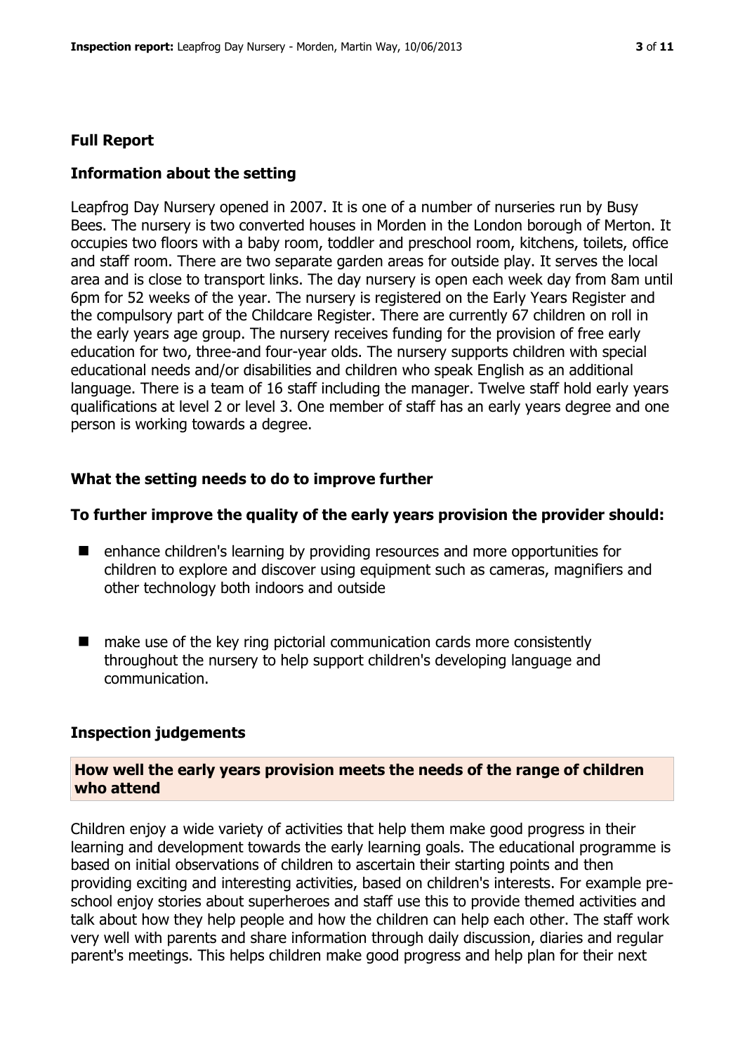## Full Report

### Information about the setting

Leapfrog Day Nursery opened in 2007. It is one of a number of nurseries run by Busy Bees. The nursery is two converted houses in Morden in the London borough of Merton. It occupies two floors with a baby room, toddler and preschool room, kitchens, toilets, office and staff room. There are two separate garden areas for outside play. It serves the local area and is close to transport links. The day nursery is open each week day from 8am until 6pm for 52 weeks of the year. The nursery is registered on the Early Years Register and the compulsory part of the Childcare Register. There are currently 67 children on roll in the early years age group. The nursery receives funding for the provision of free early education for two, three-and four-year olds. The nursery supports children with special educational needs and/or disabilities and children who speak English as an additional language. There is a team of 16 staff including the manager. Twelve staff hold early years qualifications at level 2 or level 3. One member of staff has an early years degree and one person is working towards a degree.

### What the setting needs to do to improve further

#### To further improve the quality of the early years provision the provider should:

- enhance children's learning by providing resources and more opportunities for children to explore and discover using equipment such as cameras, magnifiers and other technology both indoors and outside
- make use of the key ring pictorial communication cards more consistently throughout the nursery to help support children's developing language and communication.

### Inspection judgements

#### How well the early years provision meets the needs of the range of children who attend

Children enjoy a wide variety of activities that help them make good progress in their learning and development towards the early learning goals. The educational programme is based on initial observations of children to ascertain their starting points and then providing exciting and interesting activities, based on children's interests. For example pre-school enjoy stories about superheroes and staff use this to provide themed activities and talk about how they help people and how the children can help each other. The staff work very well with parents and share information through daily discussion, diaries and regular parent's meetings. This helps children make good progress and help plan for their next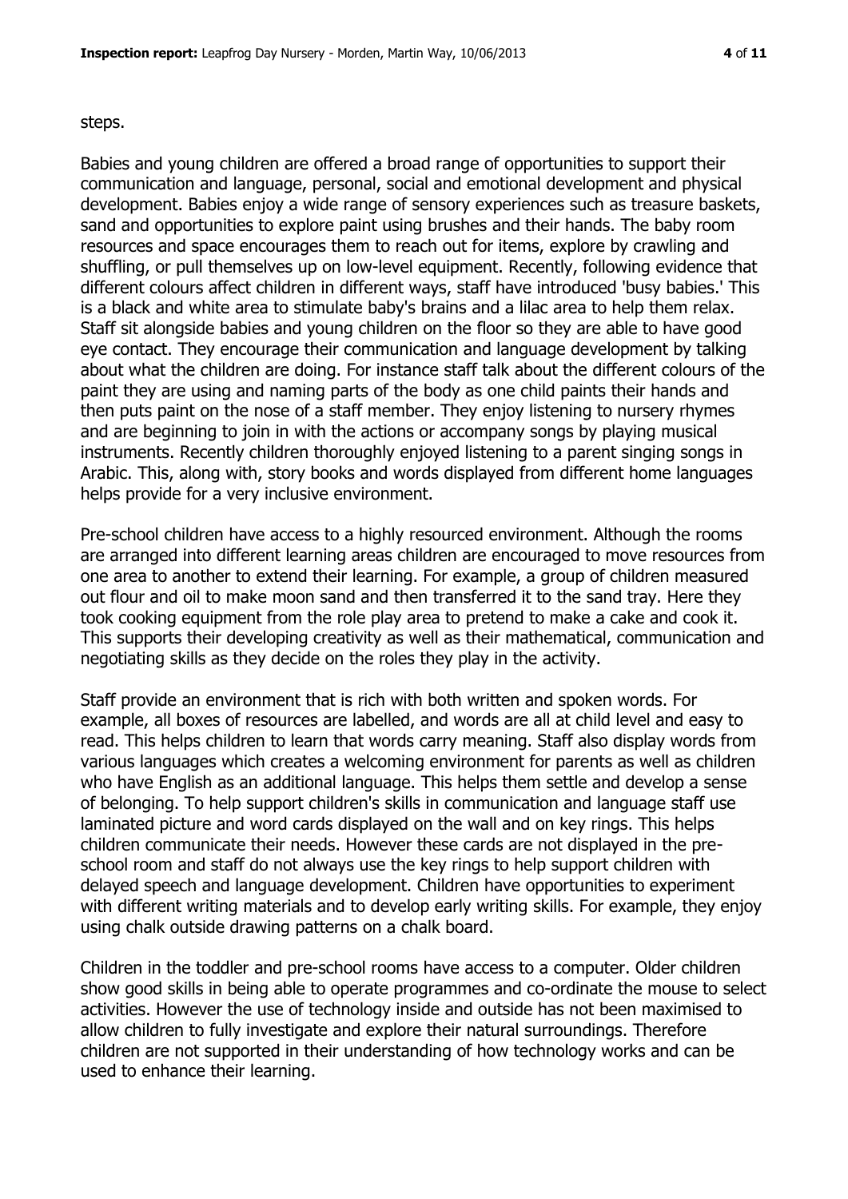steps.

Babies and young children are offered a broad range of opportunities to support their communication and language, personal, social and emotional development and physical development. Babies enjoy a wide range of sensory experiences such as treasure baskets, sand and opportunities to explore paint using brushes and their hands. The baby room resources and space encourages them to reach out for items, explore by crawling and shuffling, or pull themselves up on low-level equipment. Recently, following evidence that different colours affect children in different ways, staff have introduced 'busy babies.' This is a black and white area to stimulate baby's brains and a lilac area to help them relax. Staff sit alongside babies and young children on the floor so they are able to have good eye contact. They encourage their communication and language development by talking about what the children are doing. For instance staff talk about the different colours of the paint they are using and naming parts of the body as one child paints their hands and then puts paint on the nose of a staff member. They enjoy listening to nursery rhymes and are beginning to join in with the actions or accompany songs by playing musical instruments. Recently children thoroughly enjoyed listening to a parent singing songs in Arabic. This, along with, story books and words displayed from different home languages helps provide for a very inclusive environment.

Pre-school children have access to a highly resourced environment. Although the rooms are arranged into different learning areas children are encouraged to move resources from one area to another to extend their learning. For example, a group of children measured out flour and oil to make moon sand and then transferred it to the sand tray. Here they took cooking equipment from the role play area to pretend to make a cake and cook it. This supports their developing creativity as well as their mathematical, communication and negotiating skills as they decide on the roles they play in the activity.

Staff provide an environment that is rich with both written and spoken words. For example, all boxes of resources are labelled, and words are all at child level and easy to read. This helps children to learn that words carry meaning. Staff also display words from various languages which creates a welcoming environment for parents as well as children who have English as an additional language. This helps them settle and develop a sense of belonging. To help support children's skills in communication and language staff use laminated picture and word cards displayed on the wall and on key rings. This helps children communicate their needs. However these cards are not displayed in the pre-school room and staff do not always use the key rings to help support children with delayed speech and language development. Children have opportunities to experiment with different writing materials and to develop early writing skills. For example, they enjoy using chalk outside drawing patterns on a chalk board.

Children in the toddler and pre-school rooms have access to a computer. Older children show good skills in being able to operate programmes and co-ordinate the mouse to select activities. However the use of technology inside and outside has not been maximised to allow children to fully investigate and explore their natural surroundings. Therefore children are not supported in their understanding of how technology works and can be used to enhance their learning.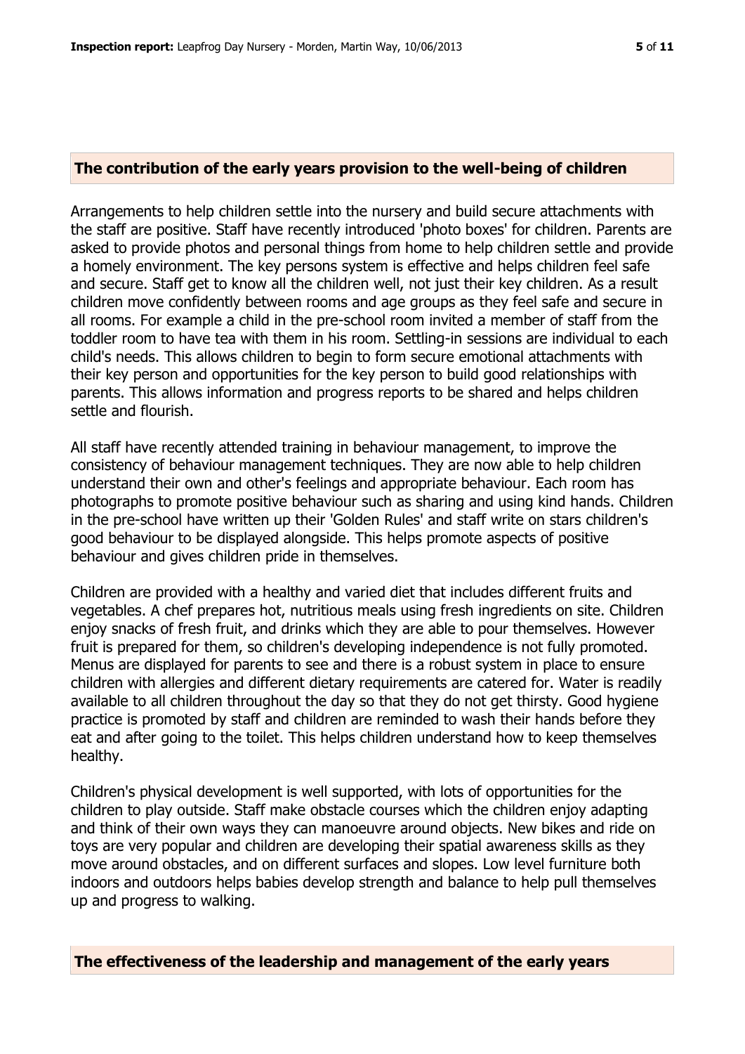## The contribution of the early years provision to the well-being of children

Arrangements to help children settle into the nursery and build secure attachments with the staff are positive. Staff have recently introduced 'photo boxes' for children. Parents are asked to provide photos and personal things from home to help children settle and provide a homely environment. The key persons system is effective and helps children feel safe and secure. Staff get to know all the children well, not just their key children. As a result children move confidently between rooms and age groups as they feel safe and secure in all rooms. For example a child in the pre-school room invited a member of staff from the toddler room to have tea with them in his room. Settling-in sessions are individual to each child's needs. This allows children to begin to form secure emotional attachments with their key person and opportunities for the key person to build good relationships with parents. This allows information and progress reports to be shared and helps children settle and flourish.

All staff have recently attended training in behaviour management, to improve the consistency of behaviour management techniques. They are now able to help children understand their own and other's feelings and appropriate behaviour. Each room has photographs to promote positive behaviour such as sharing and using kind hands. Children in the pre-school have written up their 'Golden Rules' and staff write on stars children's good behaviour to be displayed alongside. This helps promote aspects of positive behaviour and gives children pride in themselves.

Children are provided with a healthy and varied diet that includes different fruits and vegetables. A chef prepares hot, nutritious meals using fresh ingredients on site. Children enjoy snacks of fresh fruit, and drinks which they are able to pour themselves. However fruit is prepared for them, so children's developing independence is not fully promoted. Menus are displayed for parents to see and there is a robust system in place to ensure children with allergies and different dietary requirements are catered for. Water is readily available to all children throughout the day so that they do not get thirsty. Good hygiene practice is promoted by staff and children are reminded to wash their hands before they eat and after going to the toilet. This helps children understand how to keep themselves healthy.

Children's physical development is well supported, with lots of opportunities for the children to play outside. Staff make obstacle courses which the children enjoy adapting and think of their own ways they can manoeuvre around objects. New bikes and ride on toys are very popular and children are developing their spatial awareness skills as they move around obstacles, and on different surfaces and slopes. Low level furniture both indoors and outdoors helps babies develop strength and balance to help pull themselves up and progress to walking.

## The effectiveness of the leadership and management of the early years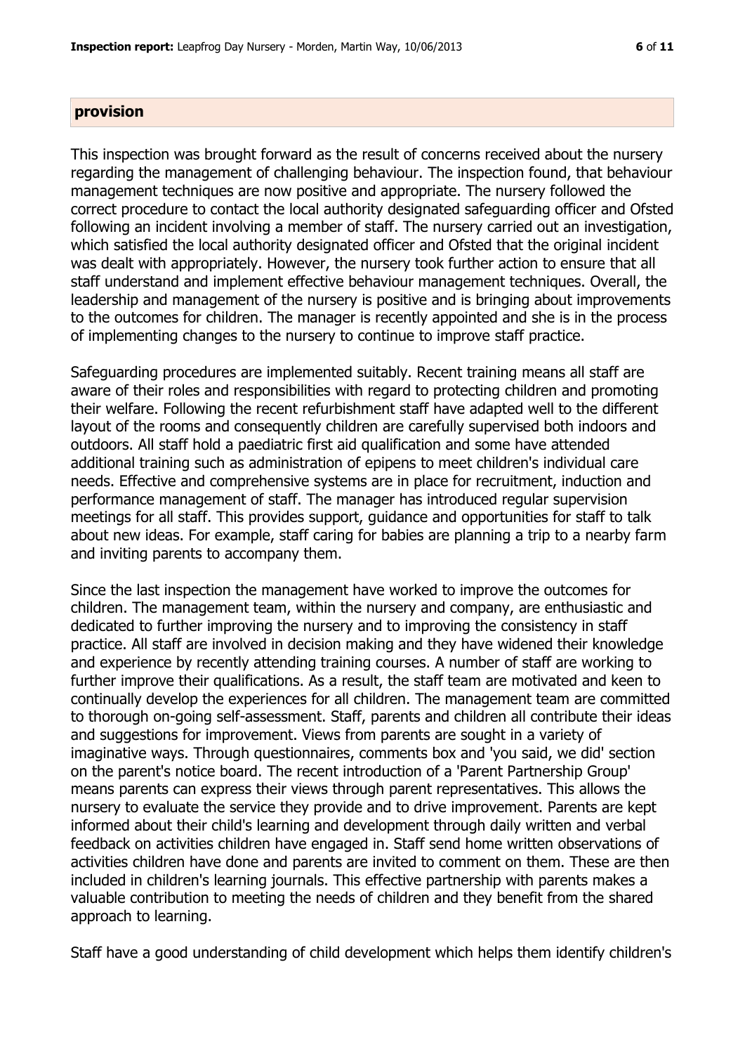**provision**

This inspection was brought forward as the result of concerns received about the nursery regarding the management of challenging behaviour. The inspection found, that behaviour management techniques are now positive and appropriate. The nursery followed the correct procedure to contact the local authority designated safeguarding officer and Ofsted following an incident involving a member of staff. The nursery carried out an investigation, which satisfied the local authority designated officer and Ofsted that the original incident was dealt with appropriately. However, the nursery took further action to ensure that all staff understand and implement effective behaviour management techniques. Overall, the leadership and management of the nursery is positive and is bringing about improvements to the outcomes for children. The manager is recently appointed and she is in the process of implementing changes to the nursery to continue to improve staff practice.

Safeguarding procedures are implemented suitably. Recent training means all staff are aware of their roles and responsibilities with regard to protecting children and promoting their welfare. Following the recent refurbishment staff have adapted well to the different layout of the rooms and consequently children are carefully supervised both indoors and outdoors. All staff hold a paediatric first aid qualification and some have attended additional training such as administration of epipens to meet children's individual care needs. Effective and comprehensive systems are in place for recruitment, induction and performance management of staff. The manager has introduced regular supervision meetings for all staff. This provides support, guidance and opportunities for staff to talk about new ideas. For example, staff caring for babies are planning a trip to a nearby farm and inviting parents to accompany them.

Since the last inspection the management have worked to improve the outcomes for children. The management team, within the nursery and company, are enthusiastic and dedicated to further improving the nursery and to improving the consistency in staff practice. All staff are involved in decision making and they have widened their knowledge and experience by recently attending training courses. A number of staff are working to further improve their qualifications. As a result, the staff team are motivated and keen to continually develop the experiences for all children. The management team are committed to thorough on-going self-assessment. Staff, parents and children all contribute their ideas and suggestions for improvement. Views from parents are sought in a variety of imaginative ways. Through questionnaires, comments box and 'you said, we did' section on the parent's notice board. The recent introduction of a 'Parent Partnership Group' means parents can express their views through parent representatives. This allows the nursery to evaluate the service they provide and to drive improvement. Parents are kept informed about their child's learning and development through daily written and verbal feedback on activities children have engaged in. Staff send home written observations of activities children have done and parents are invited to comment on them. These are then included in children's learning journals. This effective partnership with parents makes a valuable contribution to meeting the needs of children and they benefit from the shared approach to learning.

Staff have a good understanding of child development which helps them identify children's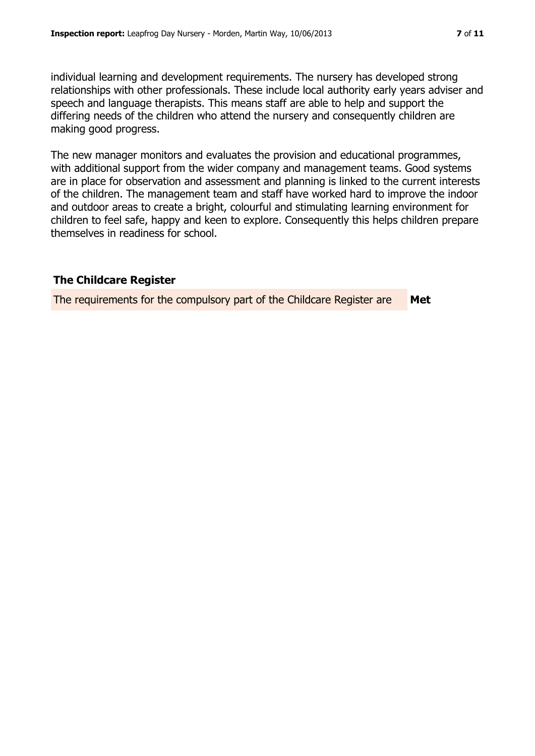individual learning and development requirements. The nursery has developed strong relationships with other professionals. These include local authority early years adviser and speech and language therapists. This means staff are able to help and support the differing needs of the children who attend the nursery and consequently children are making good progress.

The new manager monitors and evaluates the provision and educational programmes, with additional support from the wider company and management teams. Good systems are in place for observation and assessment and planning is linked to the current interests of the children. The management team and staff have worked hard to improve the indoor and outdoor areas to create a bright, colourful and stimulating learning environment for children to feel safe, happy and keen to explore. Consequently this helps children prepare themselves in readiness for school.

## The Childcare Register

| | |
|---|---|
| The requirements for the compulsory part of the Childcare Register are | **Met** |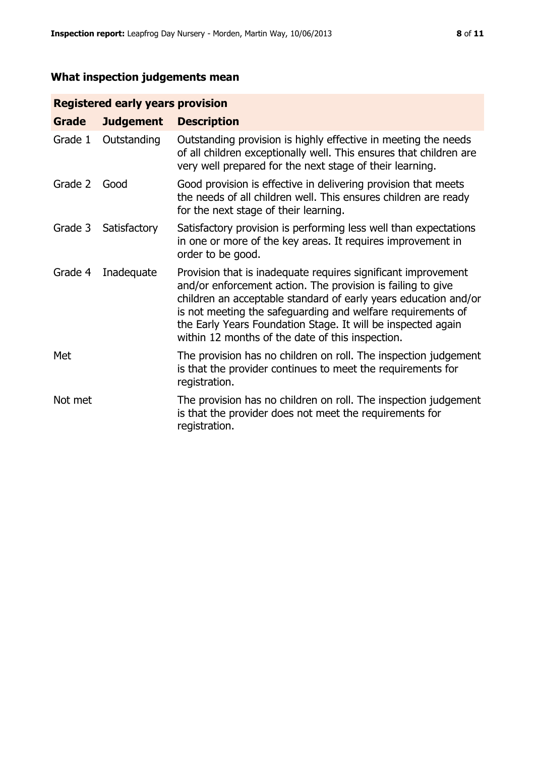## What inspection judgements mean

| Registered early years provision | | |
|---|---|---|
| **Grade** | **Judgement** | **Description** |
| Grade 1 | Outstanding | Outstanding provision is highly effective in meeting the needs of all children exceptionally well. This ensures that children are very well prepared for the next stage of their learning. |
| Grade 2 | Good | Good provision is effective in delivering provision that meets the needs of all children well. This ensures children are ready for the next stage of their learning. |
| Grade 3 | Satisfactory | Satisfactory provision is performing less well than expectations in one or more of the key areas. It requires improvement in order to be good. |
| Grade 4 | Inadequate | Provision that is inadequate requires significant improvement and/or enforcement action. The provision is failing to give children an acceptable standard of early years education and/or is not meeting the safeguarding and welfare requirements of the Early Years Foundation Stage. It will be inspected again within 12 months of the date of this inspection. |
| Met | | The provision has no children on roll. The inspection judgement is that the provider continues to meet the requirements for registration. |
| Not met | | The provision has no children on roll. The inspection judgement is that the provider does not meet the requirements for registration. |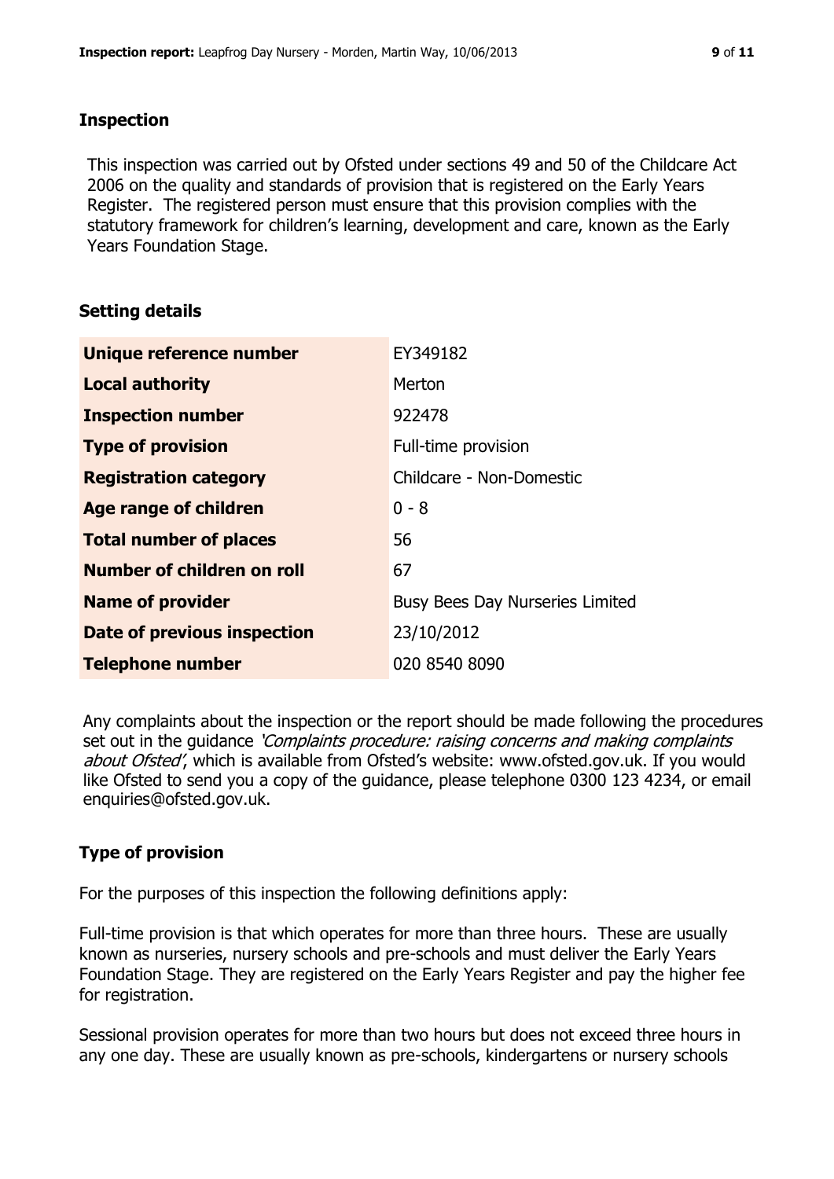## Inspection

This inspection was carried out by Ofsted under sections 49 and 50 of the Childcare Act 2006 on the quality and standards of provision that is registered on the Early Years Register. The registered person must ensure that this provision complies with the statutory framework for children's learning, development and care, known as the Early Years Foundation Stage.

## Setting details

| | |
|---|---|
| **Unique reference number** | EY349182 |
| **Local authority** | Merton |
| **Inspection number** | 922478 |
| **Type of provision** | Full-time provision |
| **Registration category** | Childcare - Non-Domestic |
| **Age range of children** | 0 - 8 |
| **Total number of places** | 56 |
| **Number of children on roll** | 67 |
| **Name of provider** | Busy Bees Day Nurseries Limited |
| **Date of previous inspection** | 23/10/2012 |
| **Telephone number** | 020 8540 8090 |

Any complaints about the inspection or the report should be made following the procedures set out in the guidance *'Complaints procedure: raising concerns and making complaints about Ofsted'*, which is available from Ofsted's website: www.ofsted.gov.uk. If you would like Ofsted to send you a copy of the guidance, please telephone 0300 123 4234, or email enquiries@ofsted.gov.uk.

## Type of provision

For the purposes of this inspection the following definitions apply:

Full-time provision is that which operates for more than three hours. These are usually known as nurseries, nursery schools and pre-schools and must deliver the Early Years Foundation Stage. They are registered on the Early Years Register and pay the higher fee for registration.

Sessional provision operates for more than two hours but does not exceed three hours in any one day. These are usually known as pre-schools, kindergartens or nursery schools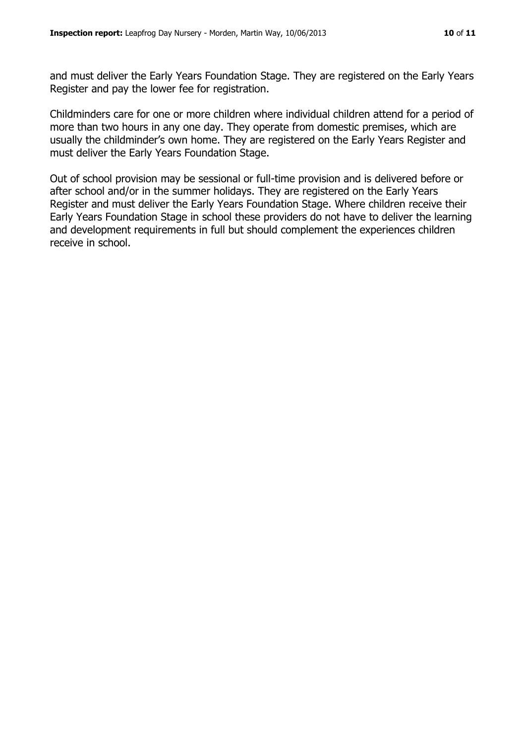and must deliver the Early Years Foundation Stage. They are registered on the Early Years Register and pay the lower fee for registration.

Childminders care for one or more children where individual children attend for a period of more than two hours in any one day. They operate from domestic premises, which are usually the childminder's own home. They are registered on the Early Years Register and must deliver the Early Years Foundation Stage.

Out of school provision may be sessional or full-time provision and is delivered before or after school and/or in the summer holidays. They are registered on the Early Years Register and must deliver the Early Years Foundation Stage. Where children receive their Early Years Foundation Stage in school these providers do not have to deliver the learning and development requirements in full but should complement the experiences children receive in school.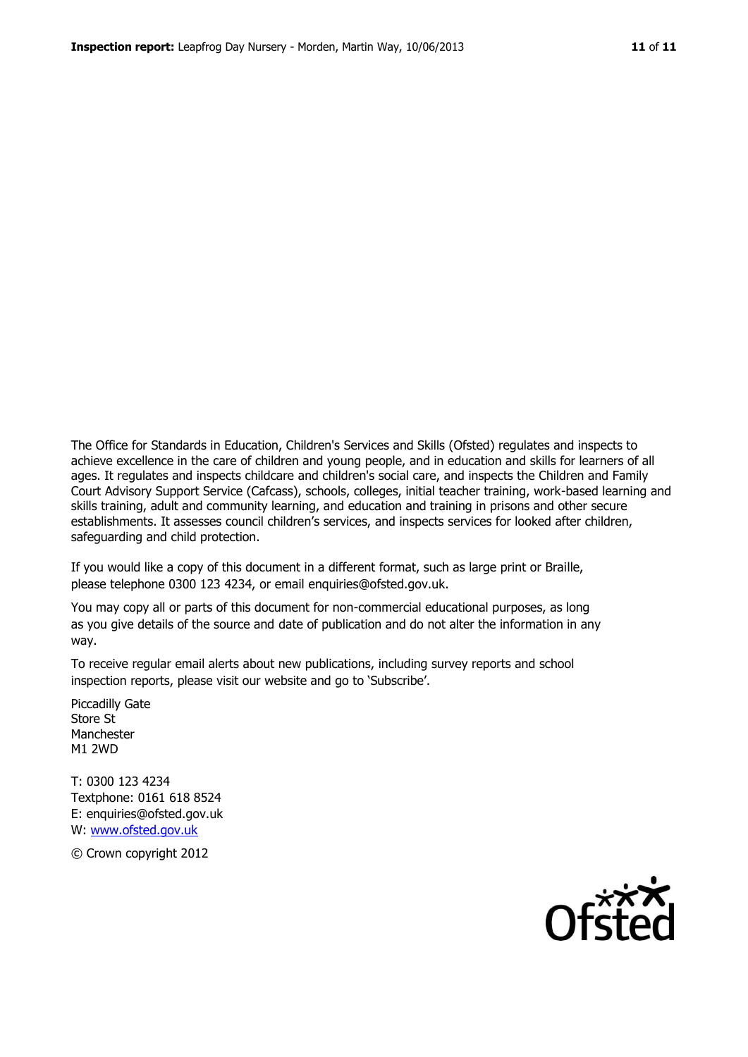The Office for Standards in Education, Children's Services and Skills (Ofsted) regulates and inspects to achieve excellence in the care of children and young people, and in education and skills for learners of all ages. It regulates and inspects childcare and children's social care, and inspects the Children and Family Court Advisory Support Service (Cafcass), schools, colleges, initial teacher training, work-based learning and skills training, adult and community learning, and education and training in prisons and other secure establishments. It assesses council children's services, and inspects services for looked after children, safeguarding and child protection.

If you would like a copy of this document in a different format, such as large print or Braille, please telephone 0300 123 4234, or email enquiries@ofsted.gov.uk.

You may copy all or parts of this document for non-commercial educational purposes, as long as you give details of the source and date of publication and do not alter the information in any way.

To receive regular email alerts about new publications, including survey reports and school inspection reports, please visit our website and go to 'Subscribe'.

Piccadilly Gate
Store St
Manchester
M1 2WD

T: 0300 123 4234
Textphone: 0161 618 8524
E: enquiries@ofsted.gov.uk
W: www.ofsted.gov.uk

© Crown copyright 2012

Ofsted